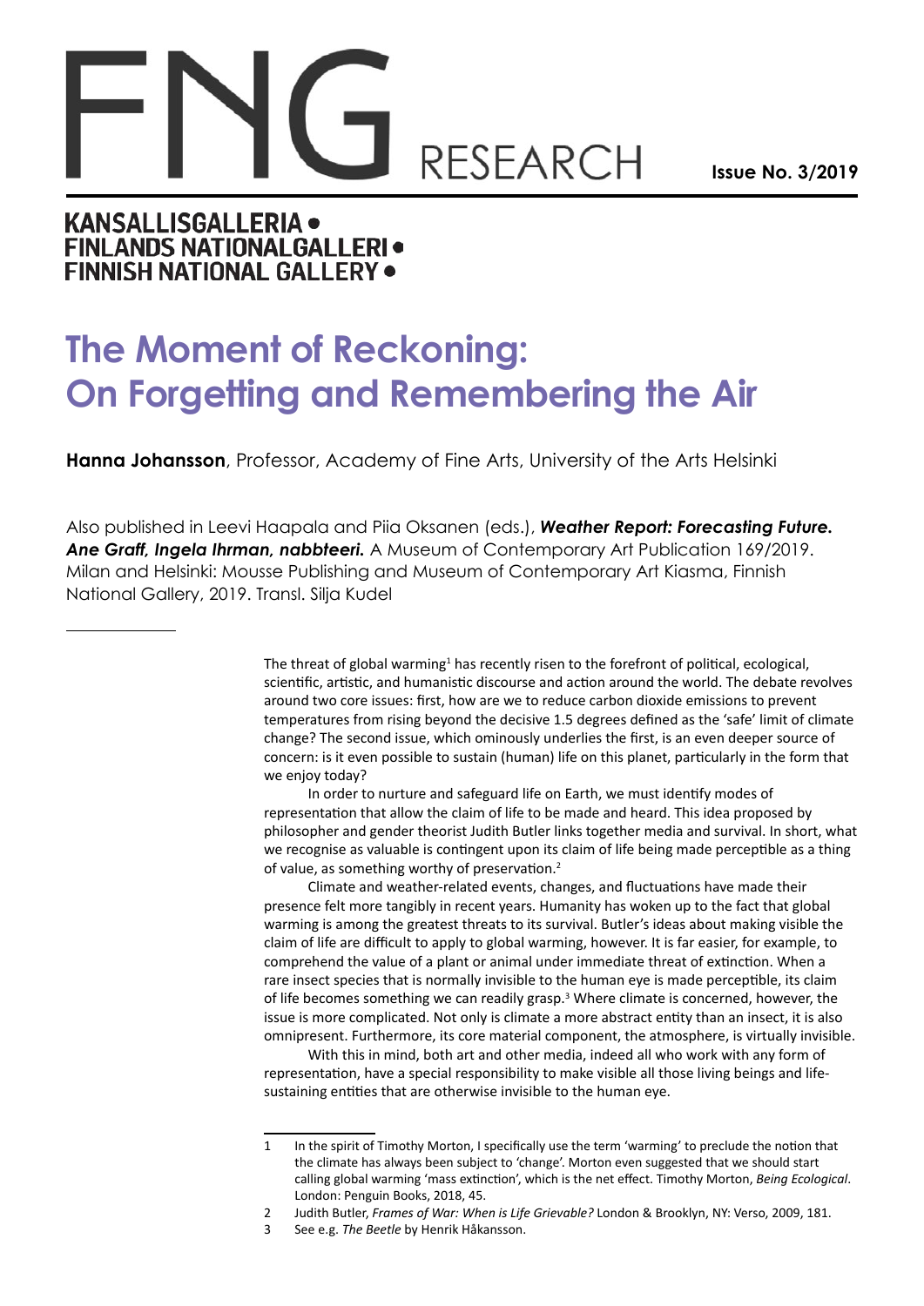# FNG RESEARCH

**Issue No. 3/2019**

**KANSALLISGALLERIA • FINLANDS NATIONALGALLERI • FINNISH NATIONAL GALLERY •**

# The Moment of Reckoning: On Forgetting and Remembering the Air

**Hanna Johansson**, Professor, Academy of Fine Arts, University of the Arts Helsinki

Also published in Leevi Haapala and Piia Oksanen (eds.), ***Weather Report: Forecasting Future. Ane Graff, Ingela Ihrman, nabbteeri.*** A Museum of Contemporary Art Publication 169/2019. Milan and Helsinki: Mousse Publishing and Museum of Contemporary Art Kiasma, Finnish National Gallery, 2019. Transl. Silja Kudel

---

The threat of global warming[1] has recently risen to the forefront of political, ecological, scientific, artistic, and humanistic discourse and action around the world. The debate revolves around two core issues: first, how are we to reduce carbon dioxide emissions to prevent temperatures from rising beyond the decisive 1.5 degrees defined as the 'safe' limit of climate change? The second issue, which ominously underlies the first, is an even deeper source of concern: is it even possible to sustain (human) life on this planet, particularly in the form that we enjoy today?

In order to nurture and safeguard life on Earth, we must identify modes of representation that allow the claim of life to be made and heard. This idea proposed by philosopher and gender theorist Judith Butler links together media and survival. In short, what we recognise as valuable is contingent upon its claim of life being made perceptible as a thing of value, as something worthy of preservation.[2]

Climate and weather-related events, changes, and fluctuations have made their presence felt more tangibly in recent years. Humanity has woken up to the fact that global warming is among the greatest threats to its survival. Butler's ideas about making visible the claim of life are difficult to apply to global warming, however. It is far easier, for example, to comprehend the value of a plant or animal under immediate threat of extinction. When a rare insect species that is normally invisible to the human eye is made perceptible, its claim of life becomes something we can readily grasp.[3] Where climate is concerned, however, the issue is more complicated. Not only is climate a more abstract entity than an insect, it is also omnipresent. Furthermore, its core material component, the atmosphere, is virtually invisible.

With this in mind, both art and other media, indeed all who work with any form of representation, have a special responsibility to make visible all those living beings and life-sustaining entities that are otherwise invisible to the human eye.

---

1 In the spirit of Timothy Morton, I specifically use the term 'warming' to preclude the notion that the climate has always been subject to 'change'. Morton even suggested that we should start calling global warming 'mass extinction', which is the net effect. Timothy Morton, *Being Ecological*. London: Penguin Books, 2018, 45.

2 Judith Butler, *Frames of War: When is Life Grievable?* London & Brooklyn, NY: Verso, 2009, 181.

3 See e.g. *The Beetle* by Henrik Håkansson.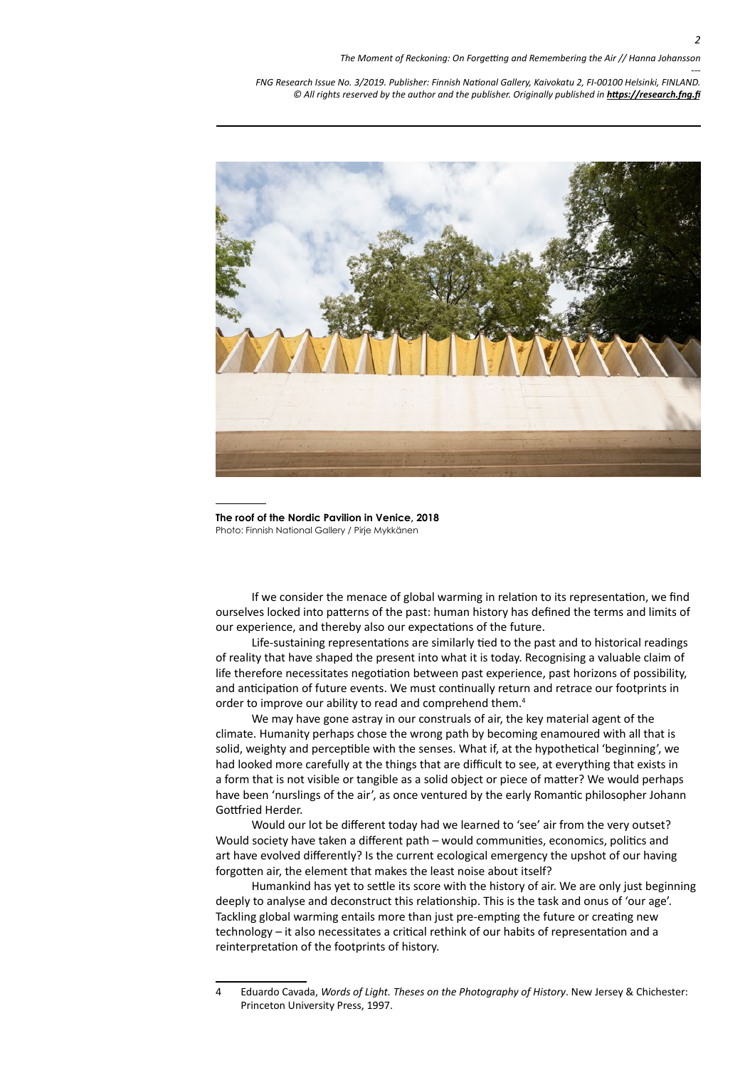**The roof of the Nordic Pavilion in Venice, 2018**
Photo: Finnish National Gallery / Pirje Mykkänen

If we consider the menace of global warming in relation to its representation, we find ourselves locked into patterns of the past: human history has defined the terms and limits of our experience, and thereby also our expectations of the future.

Life-sustaining representations are similarly tied to the past and to historical readings of reality that have shaped the present into what it is today. Recognising a valuable claim of life therefore necessitates negotiation between past experience, past horizons of possibility, and anticipation of future events. We must continually return and retrace our footprints in order to improve our ability to read and comprehend them.[4]

We may have gone astray in our construals of air, the key material agent of the climate. Humanity perhaps chose the wrong path by becoming enamoured with all that is solid, weighty and perceptible with the senses. What if, at the hypothetical 'beginning', we had looked more carefully at the things that are difficult to see, at everything that exists in a form that is not visible or tangible as a solid object or piece of matter? We would perhaps have been 'nurslings of the air', as once ventured by the early Romantic philosopher Johann Gottfried Herder.

Would our lot be different today had we learned to 'see' air from the very outset? Would society have taken a different path – would communities, economics, politics and art have evolved differently? Is the current ecological emergency the upshot of our having forgotten air, the element that makes the least noise about itself?

Humankind has yet to settle its score with the history of air. We are only just beginning deeply to analyse and deconstruct this relationship. This is the task and onus of 'our age'. Tackling global warming entails more than just pre-empting the future or creating new technology – it also necessitates a critical rethink of our habits of representation and a reinterpretation of the footprints of history.

---

4 Eduardo Cavada, *Words of Light. Theses on the Photography of History*. New Jersey & Chichester: Princeton University Press, 1997.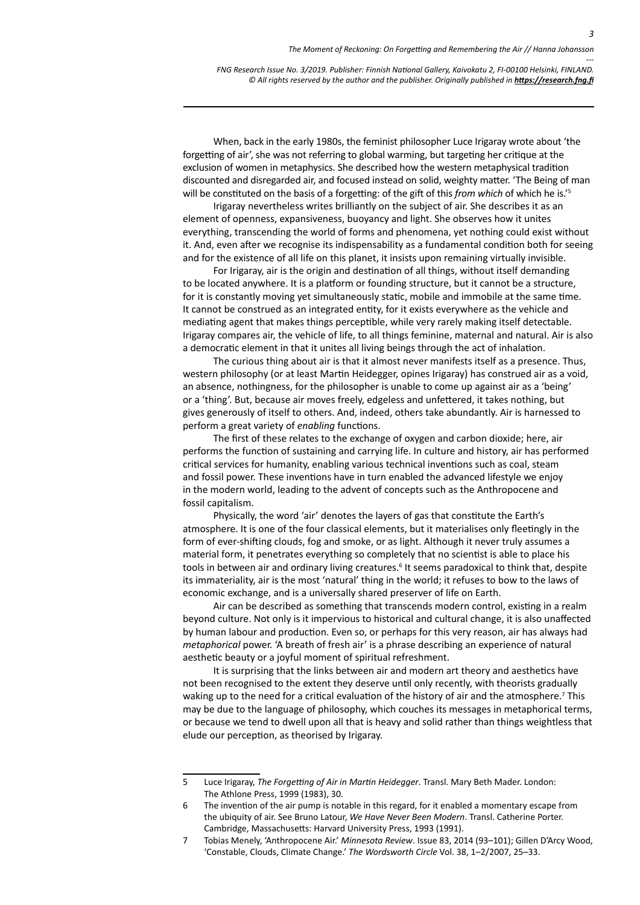When, back in the early 1980s, the feminist philosopher Luce Irigaray wrote about 'the forgetting of air', she was not referring to global warming, but targeting her critique at the exclusion of women in metaphysics. She described how the western metaphysical tradition discounted and disregarded air, and focused instead on solid, weighty matter. 'The Being of man will be constituted on the basis of a forgetting: of the gift of this *from which* of which he is.'[5]

Irigaray nevertheless writes brilliantly on the subject of air. She describes it as an element of openness, expansiveness, buoyancy and light. She observes how it unites everything, transcending the world of forms and phenomena, yet nothing could exist without it. And, even after we recognise its indispensability as a fundamental condition both for seeing and for the existence of all life on this planet, it insists upon remaining virtually invisible.

For Irigaray, air is the origin and destination of all things, without itself demanding to be located anywhere. It is a platform or founding structure, but it cannot be a structure, for it is constantly moving yet simultaneously static, mobile and immobile at the same time. It cannot be construed as an integrated entity, for it exists everywhere as the vehicle and mediating agent that makes things perceptible, while very rarely making itself detectable. Irigaray compares air, the vehicle of life, to all things feminine, maternal and natural. Air is also a democratic element in that it unites all living beings through the act of inhalation.

The curious thing about air is that it almost never manifests itself as a presence. Thus, western philosophy (or at least Martin Heidegger, opines Irigaray) has construed air as a void, an absence, nothingness, for the philosopher is unable to come up against air as a 'being' or a 'thing'. But, because air moves freely, edgeless and unfettered, it takes nothing, but gives generously of itself to others. And, indeed, others take abundantly. Air is harnessed to perform a great variety of *enabling* functions.

The first of these relates to the exchange of oxygen and carbon dioxide; here, air performs the function of sustaining and carrying life. In culture and history, air has performed critical services for humanity, enabling various technical inventions such as coal, steam and fossil power. These inventions have in turn enabled the advanced lifestyle we enjoy in the modern world, leading to the advent of concepts such as the Anthropocene and fossil capitalism.

Physically, the word 'air' denotes the layers of gas that constitute the Earth's atmosphere. It is one of the four classical elements, but it materialises only fleetingly in the form of ever-shifting clouds, fog and smoke, or as light. Although it never truly assumes a material form, it penetrates everything so completely that no scientist is able to place his tools in between air and ordinary living creatures.[6] It seems paradoxical to think that, despite its immateriality, air is the most 'natural' thing in the world; it refuses to bow to the laws of economic exchange, and is a universally shared preserver of life on Earth.

Air can be described as something that transcends modern control, existing in a realm beyond culture. Not only is it impervious to historical and cultural change, it is also unaffected by human labour and production. Even so, or perhaps for this very reason, air has always had *metaphorical* power. 'A breath of fresh air' is a phrase describing an experience of natural aesthetic beauty or a joyful moment of spiritual refreshment.

It is surprising that the links between air and modern art theory and aesthetics have not been recognised to the extent they deserve until only recently, with theorists gradually waking up to the need for a critical evaluation of the history of air and the atmosphere.[7] This may be due to the language of philosophy, which couches its messages in metaphorical terms, or because we tend to dwell upon all that is heavy and solid rather than things weightless that elude our perception, as theorised by Irigaray.

---

5 Luce Irigaray, *The Forgetting of Air in Martin Heidegger*. Transl. Mary Beth Mader. London: The Athlone Press, 1999 (1983), 30.

6 The invention of the air pump is notable in this regard, for it enabled a momentary escape from the ubiquity of air. See Bruno Latour, *We Have Never Been Modern*. Transl. Catherine Porter. Cambridge, Massachusetts: Harvard University Press, 1993 (1991).

7 Tobias Menely, 'Anthropocene Air.' *Minnesota Review*. Issue 83, 2014 (93–101); Gillen D'Arcy Wood, 'Constable, Clouds, Climate Change.' *The Wordsworth Circle* Vol. 38, 1–2/2007, 25–33.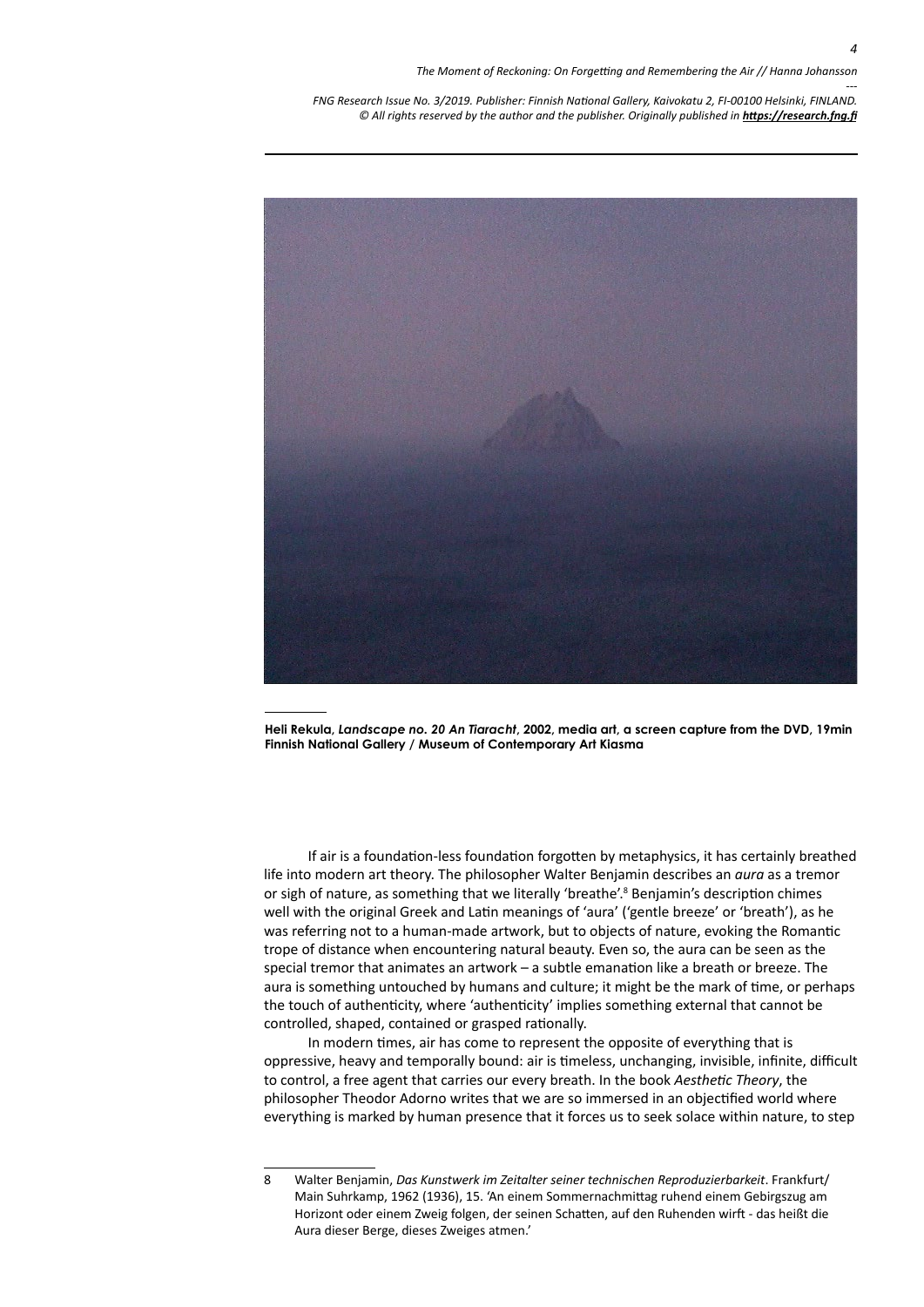**Heli Rekula, *Landscape no. 20 An Tiaracht*, 2002, media art, a screen capture from the DVD, 19min Finnish National Gallery / Museum of Contemporary Art Kiasma**

If air is a foundation-less foundation forgotten by metaphysics, it has certainly breathed life into modern art theory. The philosopher Walter Benjamin describes an *aura* as a tremor or sigh of nature, as something that we literally 'breathe'.[8] Benjamin's description chimes well with the original Greek and Latin meanings of 'aura' ('gentle breeze' or 'breath'), as he was referring not to a human-made artwork, but to objects of nature, evoking the Romantic trope of distance when encountering natural beauty. Even so, the aura can be seen as the special tremor that animates an artwork – a subtle emanation like a breath or breeze. The aura is something untouched by humans and culture; it might be the mark of time, or perhaps the touch of authenticity, where 'authenticity' implies something external that cannot be controlled, shaped, contained or grasped rationally.

In modern times, air has come to represent the opposite of everything that is oppressive, heavy and temporally bound: air is timeless, unchanging, invisible, infinite, difficult to control, a free agent that carries our every breath. In the book *Aesthetic Theory*, the philosopher Theodor Adorno writes that we are so immersed in an objectified world where everything is marked by human presence that it forces us to seek solace within nature, to step

8 Walter Benjamin, *Das Kunstwerk im Zeitalter seiner technischen Reproduzierbarkeit*. Frankfurt/ Main Suhrkamp, 1962 (1936), 15. 'An einem Sommernachmittag ruhend einem Gebirgszug am Horizont oder einem Zweig folgen, der seinen Schatten, auf den Ruhenden wirft - das heißt die Aura dieser Berge, dieses Zweiges atmen.'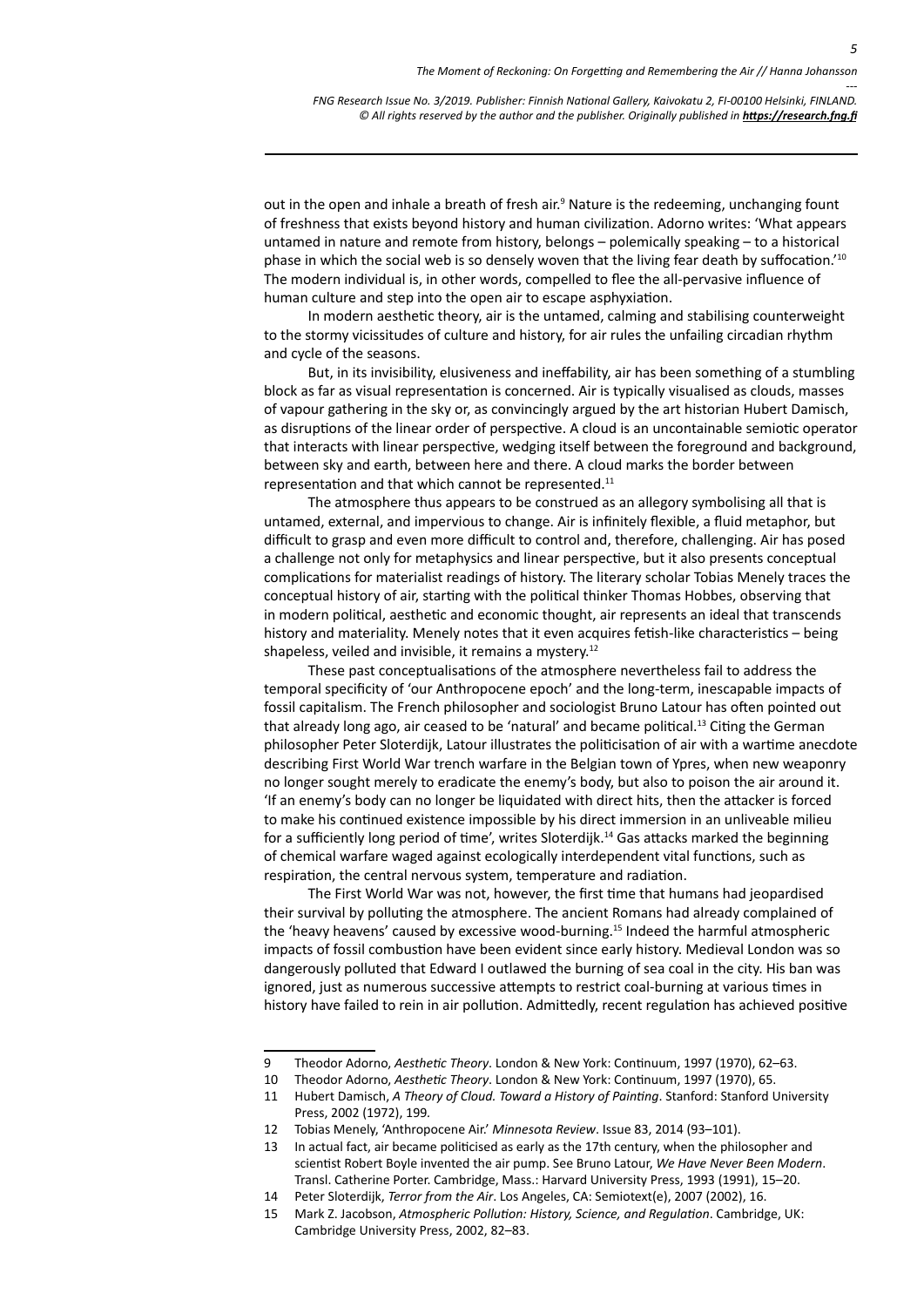out in the open and inhale a breath of fresh air.[9] Nature is the redeeming, unchanging fount of freshness that exists beyond history and human civilization. Adorno writes: 'What appears untamed in nature and remote from history, belongs – polemically speaking – to a historical phase in which the social web is so densely woven that the living fear death by suffocation.'[10] The modern individual is, in other words, compelled to flee the all-pervasive influence of human culture and step into the open air to escape asphyxiation.

In modern aesthetic theory, air is the untamed, calming and stabilising counterweight to the stormy vicissitudes of culture and history, for air rules the unfailing circadian rhythm and cycle of the seasons.

But, in its invisibility, elusiveness and ineffability, air has been something of a stumbling block as far as visual representation is concerned. Air is typically visualised as clouds, masses of vapour gathering in the sky or, as convincingly argued by the art historian Hubert Damisch, as disruptions of the linear order of perspective. A cloud is an uncontainable semiotic operator that interacts with linear perspective, wedging itself between the foreground and background, between sky and earth, between here and there. A cloud marks the border between representation and that which cannot be represented.[11]

The atmosphere thus appears to be construed as an allegory symbolising all that is untamed, external, and impervious to change. Air is infinitely flexible, a fluid metaphor, but difficult to grasp and even more difficult to control and, therefore, challenging. Air has posed a challenge not only for metaphysics and linear perspective, but it also presents conceptual complications for materialist readings of history. The literary scholar Tobias Menely traces the conceptual history of air, starting with the political thinker Thomas Hobbes, observing that in modern political, aesthetic and economic thought, air represents an ideal that transcends history and materiality. Menely notes that it even acquires fetish-like characteristics – being shapeless, veiled and invisible, it remains a mystery.[12]

These past conceptualisations of the atmosphere nevertheless fail to address the temporal specificity of 'our Anthropocene epoch' and the long-term, inescapable impacts of fossil capitalism. The French philosopher and sociologist Bruno Latour has often pointed out that already long ago, air ceased to be 'natural' and became political.[13] Citing the German philosopher Peter Sloterdijk, Latour illustrates the politicisation of air with a wartime anecdote describing First World War trench warfare in the Belgian town of Ypres, when new weaponry no longer sought merely to eradicate the enemy's body, but also to poison the air around it. 'If an enemy's body can no longer be liquidated with direct hits, then the attacker is forced to make his continued existence impossible by his direct immersion in an unliveable milieu for a sufficiently long period of time', writes Sloterdijk.[14] Gas attacks marked the beginning of chemical warfare waged against ecologically interdependent vital functions, such as respiration, the central nervous system, temperature and radiation.

The First World War was not, however, the first time that humans had jeopardised their survival by polluting the atmosphere. The ancient Romans had already complained of the 'heavy heavens' caused by excessive wood-burning.[15] Indeed the harmful atmospheric impacts of fossil combustion have been evident since early history. Medieval London was so dangerously polluted that Edward I outlawed the burning of sea coal in the city. His ban was ignored, just as numerous successive attempts to restrict coal-burning at various times in history have failed to rein in air pollution. Admittedly, recent regulation has achieved positive

---

9 Theodor Adorno, *Aesthetic Theory*. London & New York: Continuum, 1997 (1970), 62–63.

10 Theodor Adorno, *Aesthetic Theory*. London & New York: Continuum, 1997 (1970), 65.

11 Hubert Damisch, *A Theory of Cloud. Toward a History of Painting*. Stanford: Stanford University Press, 2002 (1972), 199.

12 Tobias Menely, 'Anthropocene Air.' *Minnesota Review*. Issue 83, 2014 (93–101).

13 In actual fact, air became politicised as early as the 17th century, when the philosopher and scientist Robert Boyle invented the air pump. See Bruno Latour, *We Have Never Been Modern*. Transl. Catherine Porter. Cambridge, Mass.: Harvard University Press, 1993 (1991), 15–20.

14 Peter Sloterdijk, *Terror from the Air*. Los Angeles, CA: Semiotext(e), 2007 (2002), 16.

15 Mark Z. Jacobson, *Atmospheric Pollution: History, Science, and Regulation*. Cambridge, UK: Cambridge University Press, 2002, 82–83.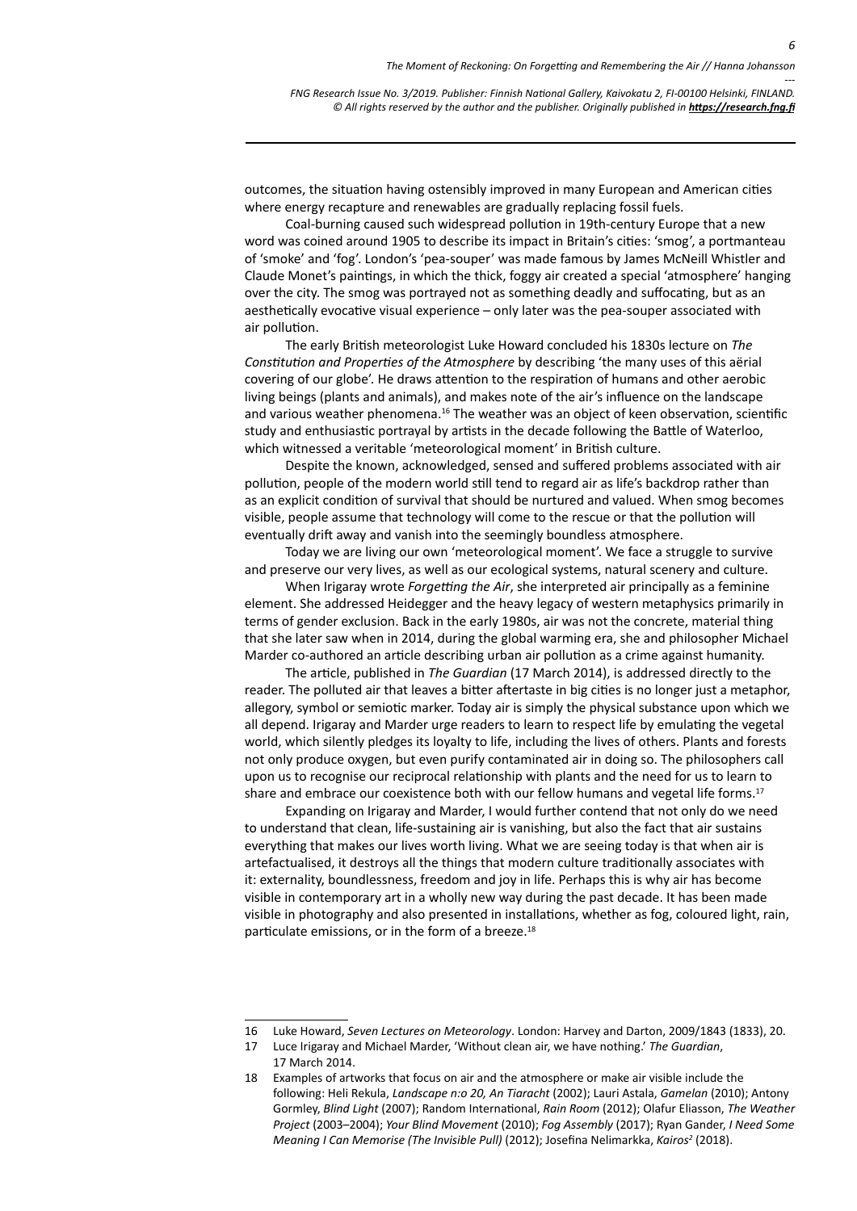outcomes, the situation having ostensibly improved in many European and American cities where energy recapture and renewables are gradually replacing fossil fuels.

Coal-burning caused such widespread pollution in 19th-century Europe that a new word was coined around 1905 to describe its impact in Britain's cities: 'smog', a portmanteau of 'smoke' and 'fog'. London's 'pea-souper' was made famous by James McNeill Whistler and Claude Monet's paintings, in which the thick, foggy air created a special 'atmosphere' hanging over the city. The smog was portrayed not as something deadly and suffocating, but as an aesthetically evocative visual experience – only later was the pea-souper associated with air pollution.

The early British meteorologist Luke Howard concluded his 1830s lecture on *The Constitution and Properties of the Atmosphere* by describing 'the many uses of this aërial covering of our globe'. He draws attention to the respiration of humans and other aerobic living beings (plants and animals), and makes note of the air's influence on the landscape and various weather phenomena.[16] The weather was an object of keen observation, scientific study and enthusiastic portrayal by artists in the decade following the Battle of Waterloo, which witnessed a veritable 'meteorological moment' in British culture.

Despite the known, acknowledged, sensed and suffered problems associated with air pollution, people of the modern world still tend to regard air as life's backdrop rather than as an explicit condition of survival that should be nurtured and valued. When smog becomes visible, people assume that technology will come to the rescue or that the pollution will eventually drift away and vanish into the seemingly boundless atmosphere.

Today we are living our own 'meteorological moment'. We face a struggle to survive and preserve our very lives, as well as our ecological systems, natural scenery and culture.

When Irigaray wrote *Forgetting the Air*, she interpreted air principally as a feminine element. She addressed Heidegger and the heavy legacy of western metaphysics primarily in terms of gender exclusion. Back in the early 1980s, air was not the concrete, material thing that she later saw when in 2014, during the global warming era, she and philosopher Michael Marder co-authored an article describing urban air pollution as a crime against humanity.

The article, published in *The Guardian* (17 March 2014), is addressed directly to the reader. The polluted air that leaves a bitter aftertaste in big cities is no longer just a metaphor, allegory, symbol or semiotic marker. Today air is simply the physical substance upon which we all depend. Irigaray and Marder urge readers to learn to respect life by emulating the vegetal world, which silently pledges its loyalty to life, including the lives of others. Plants and forests not only produce oxygen, but even purify contaminated air in doing so. The philosophers call upon us to recognise our reciprocal relationship with plants and the need for us to learn to share and embrace our coexistence both with our fellow humans and vegetal life forms.[17]

Expanding on Irigaray and Marder, I would further contend that not only do we need to understand that clean, life-sustaining air is vanishing, but also the fact that air sustains everything that makes our lives worth living. What we are seeing today is that when air is artefactualised, it destroys all the things that modern culture traditionally associates with it: externality, boundlessness, freedom and joy in life. Perhaps this is why air has become visible in contemporary art in a wholly new way during the past decade. It has been made visible in photography and also presented in installations, whether as fog, coloured light, rain, particulate emissions, or in the form of a breeze.[18]

---

16 Luke Howard, *Seven Lectures on Meteorology*. London: Harvey and Darton, 2009/1843 (1833), 20.

17 Luce Irigaray and Michael Marder, 'Without clean air, we have nothing.' *The Guardian*, 17 March 2014.

18 Examples of artworks that focus on air and the atmosphere or make air visible include the following: Heli Rekula, *Landscape n:o 20, An Tiaracht* (2002); Lauri Astala, *Gamelan* (2010); Antony Gormley, *Blind Light* (2007); Random International, *Rain Room* (2012); Olafur Eliasson, *The Weather Project* (2003–2004); *Your Blind Movement* (2010); *Fog Assembly* (2017); Ryan Gander, *I Need Some Meaning I Can Memorise (The Invisible Pull)* (2012); Josefina Nelimarkka, *Kairos²* (2018).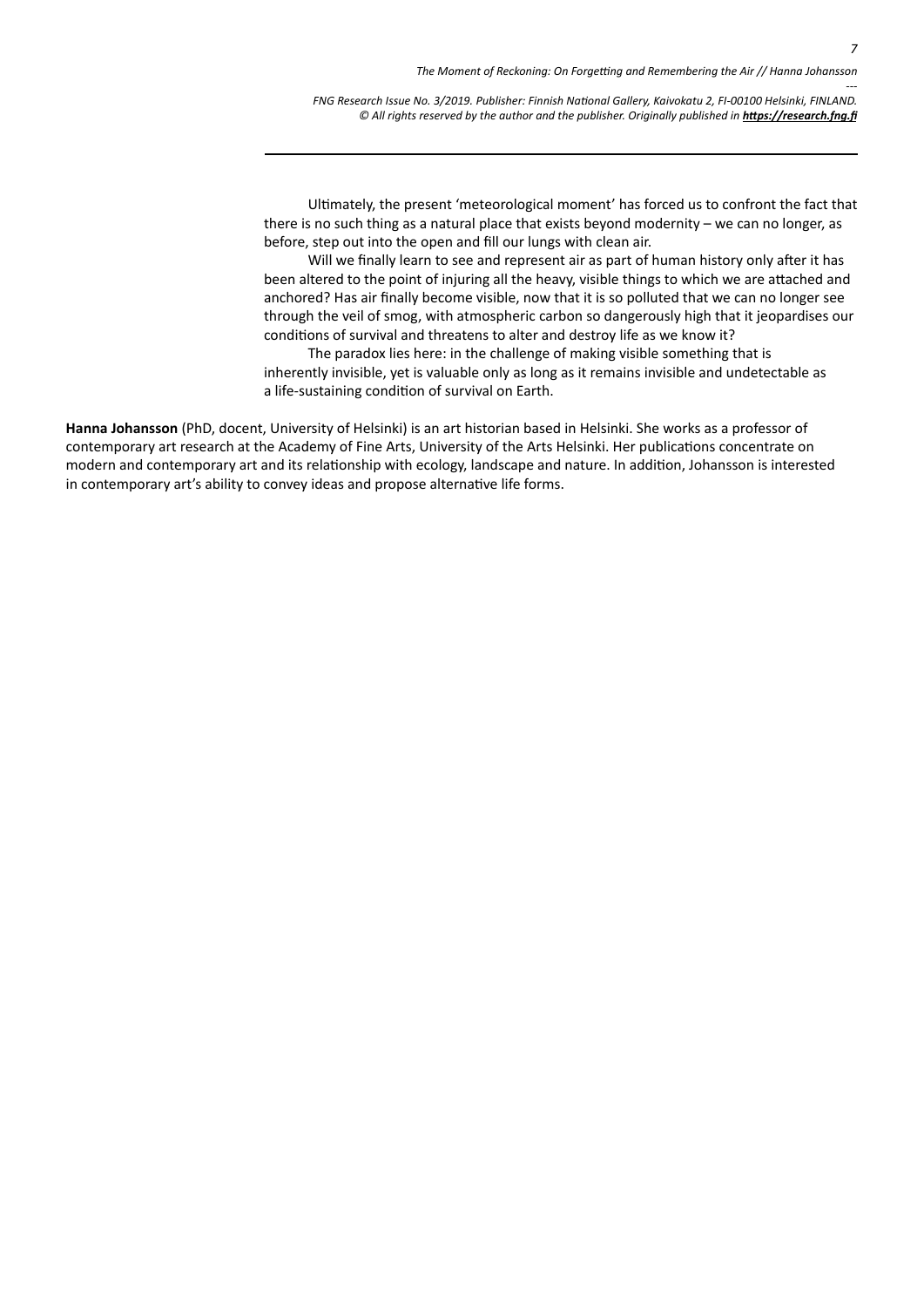Ultimately, the present 'meteorological moment' has forced us to confront the fact that there is no such thing as a natural place that exists beyond modernity – we can no longer, as before, step out into the open and fill our lungs with clean air.

Will we finally learn to see and represent air as part of human history only after it has been altered to the point of injuring all the heavy, visible things to which we are attached and anchored? Has air finally become visible, now that it is so polluted that we can no longer see through the veil of smog, with atmospheric carbon so dangerously high that it jeopardises our conditions of survival and threatens to alter and destroy life as we know it?

The paradox lies here: in the challenge of making visible something that is inherently invisible, yet is valuable only as long as it remains invisible and undetectable as a life-sustaining condition of survival on Earth.

**Hanna Johansson** (PhD, docent, University of Helsinki) is an art historian based in Helsinki. She works as a professor of contemporary art research at the Academy of Fine Arts, University of the Arts Helsinki. Her publications concentrate on modern and contemporary art and its relationship with ecology, landscape and nature. In addition, Johansson is interested in contemporary art's ability to convey ideas and propose alternative life forms.